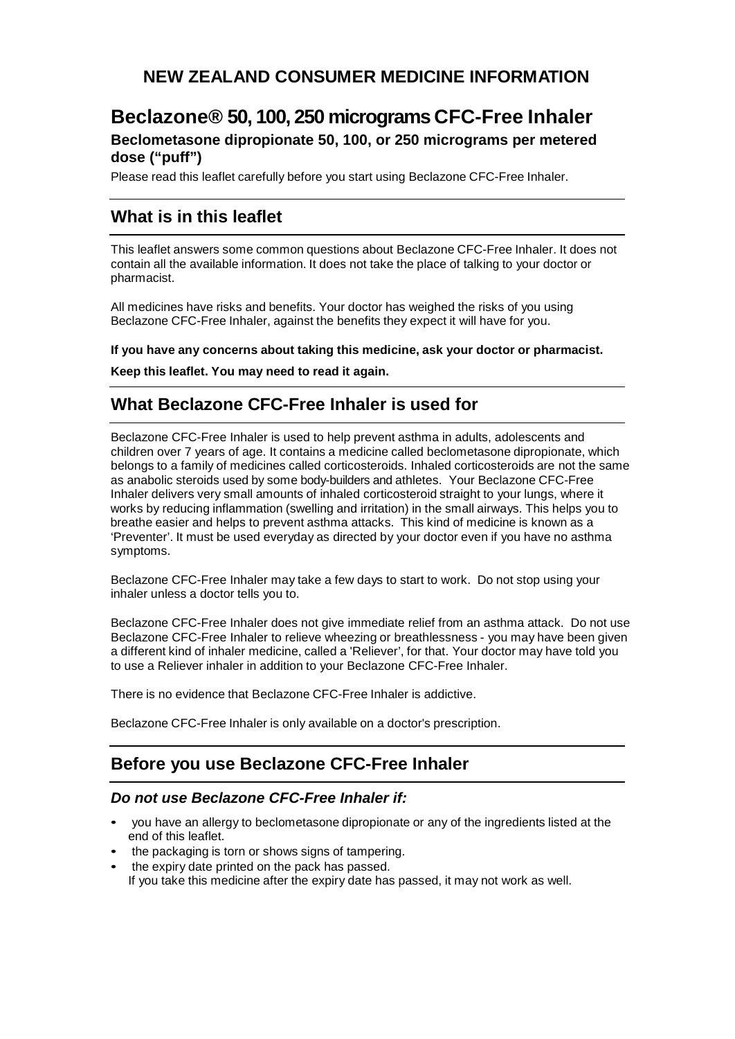# NEW ZEALAND CONSUMER MEDICINE INFORMATION

# Beclazone® 50, 100, 250 micrograms CFC-Free Inhaler

**Beclometasone dipropionate 50, 100, or 250 micrograms per metered dose ("puff")**

Please read this leaflet carefully before you start using Beclazone CFC-Free Inhaler.

## What is in this leaflet

This leaflet answers some common questions about Beclazone CFC-Free Inhaler. It does not contain all the available information. It does not take the place of talking to your doctor or pharmacist.

All medicines have risks and benefits. Your doctor has weighed the risks of you using Beclazone CFC-Free Inhaler, against the benefits they expect it will have for you.

**If you have any concerns about taking this medicine, ask your doctor or pharmacist.**

**Keep this leaflet. You may need to read it again.**

## What Beclazone CFC-Free Inhaler is used for

Beclazone CFC-Free Inhaler is used to help prevent asthma in adults, adolescents and children over 7 years of age. It contains a medicine called beclometasone dipropionate, which belongs to a family of medicines called corticosteroids. Inhaled corticosteroids are not the same as anabolic steroids used by some body-builders and athletes. Your Beclazone CFC-Free Inhaler delivers very small amounts of inhaled corticosteroid straight to your lungs, where it works by reducing inflammation (swelling and irritation) in the small airways. This helps you to breathe easier and helps to prevent asthma attacks. This kind of medicine is known as a 'Preventer'. It must be used everyday as directed by your doctor even if you have no asthma symptoms.

Beclazone CFC-Free Inhaler may take a few days to start to work. Do not stop using your inhaler unless a doctor tells you to.

Beclazone CFC-Free Inhaler does not give immediate relief from an asthma attack. Do not use Beclazone CFC-Free Inhaler to relieve wheezing or breathlessness - you may have been given a different kind of inhaler medicine, called a 'Reliever', for that. Your doctor may have told you to use a Reliever inhaler in addition to your Beclazone CFC-Free Inhaler.

There is no evidence that Beclazone CFC-Free Inhaler is addictive.

Beclazone CFC-Free Inhaler is only available on a doctor's prescription.

## Before you use Beclazone CFC-Free Inhaler

### *Do not use Beclazone CFC-Free Inhaler if:*

- you have an allergy to beclometasone dipropionate or any of the ingredients listed at the end of this leaflet.
- the packaging is torn or shows signs of tampering.
- the expiry date printed on the pack has passed.
  If you take this medicine after the expiry date has passed, it may not work as well.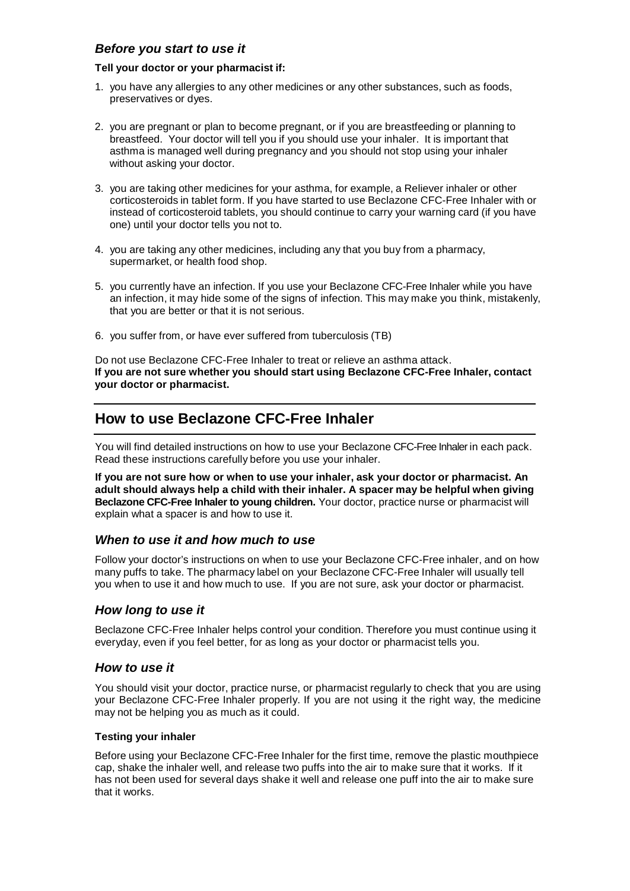### *Before you start to use it*

**Tell your doctor or your pharmacist if:**

1. you have any allergies to any other medicines or any other substances, such as foods, preservatives or dyes.

2. you are pregnant or plan to become pregnant, or if you are breastfeeding or planning to breastfeed. Your doctor will tell you if you should use your inhaler. It is important that asthma is managed well during pregnancy and you should not stop using your inhaler without asking your doctor.

3. you are taking other medicines for your asthma, for example, a Reliever inhaler or other corticosteroids in tablet form. If you have started to use Beclazone CFC-Free Inhaler with or instead of corticosteroid tablets, you should continue to carry your warning card (if you have one) until your doctor tells you not to.

4. you are taking any other medicines, including any that you buy from a pharmacy, supermarket, or health food shop.

5. you currently have an infection. If you use your Beclazone CFC-Free Inhaler while you have an infection, it may hide some of the signs of infection. This may make you think, mistakenly, that you are better or that it is not serious.

6. you suffer from, or have ever suffered from tuberculosis (TB)

Do not use Beclazone CFC-Free Inhaler to treat or relieve an asthma attack.
**If you are not sure whether you should start using Beclazone CFC-Free Inhaler, contact your doctor or pharmacist.**

## How to use Beclazone CFC-Free Inhaler

You will find detailed instructions on how to use your Beclazone CFC-Free Inhaler in each pack. Read these instructions carefully before you use your inhaler.

**If you are not sure how or when to use your inhaler, ask your doctor or pharmacist. An adult should always help a child with their inhaler. A spacer may be helpful when giving Beclazone CFC-Free Inhaler to young children.** Your doctor, practice nurse or pharmacist will explain what a spacer is and how to use it.

### *When to use it and how much to use*

Follow your doctor's instructions on when to use your Beclazone CFC-Free inhaler, and on how many puffs to take. The pharmacy label on your Beclazone CFC-Free Inhaler will usually tell you when to use it and how much to use. If you are not sure, ask your doctor or pharmacist.

### *How long to use it*

Beclazone CFC-Free Inhaler helps control your condition. Therefore you must continue using it everyday, even if you feel better, for as long as your doctor or pharmacist tells you.

### *How to use it*

You should visit your doctor, practice nurse, or pharmacist regularly to check that you are using your Beclazone CFC-Free Inhaler properly. If you are not using it the right way, the medicine may not be helping you as much as it could.

**Testing your inhaler**

Before using your Beclazone CFC-Free Inhaler for the first time, remove the plastic mouthpiece cap, shake the inhaler well, and release two puffs into the air to make sure that it works. If it has not been used for several days shake it well and release one puff into the air to make sure that it works.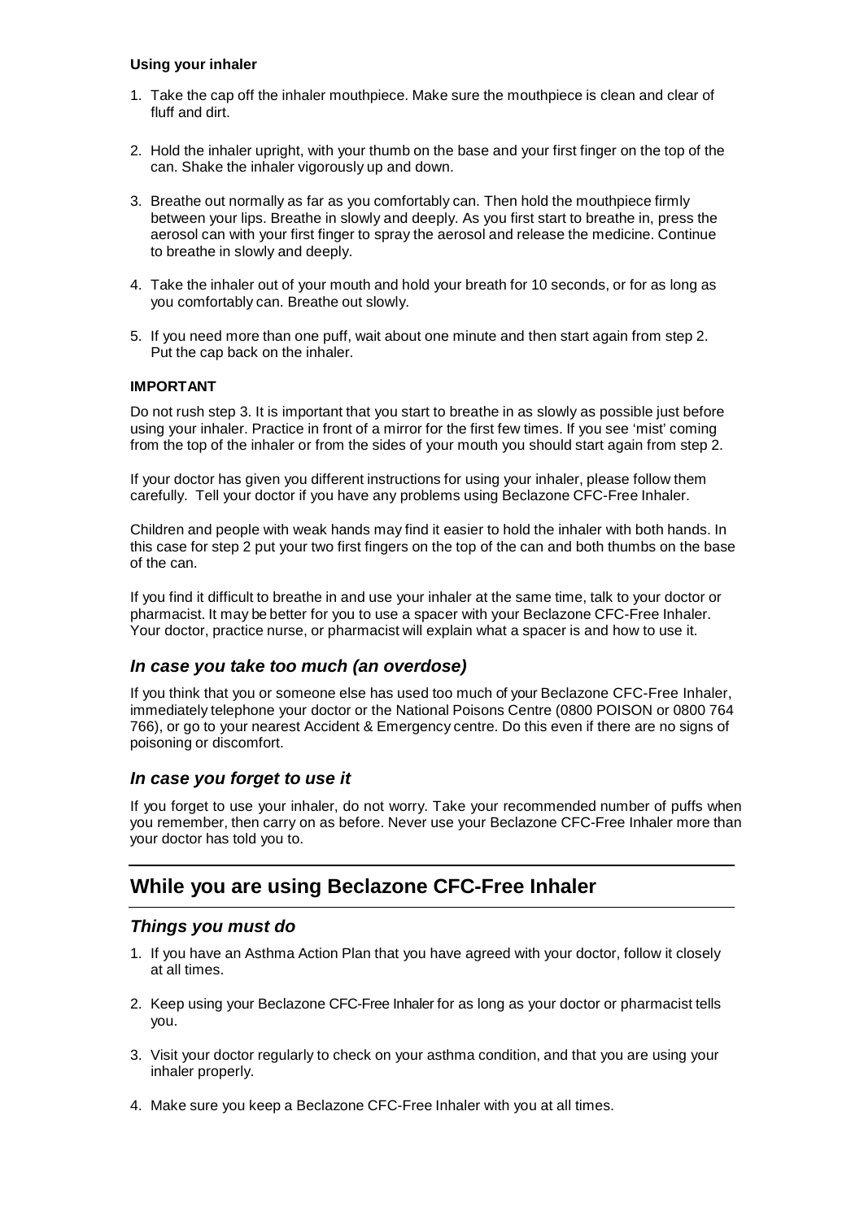**Using your inhaler**

1. Take the cap off the inhaler mouthpiece. Make sure the mouthpiece is clean and clear of fluff and dirt.

2. Hold the inhaler upright, with your thumb on the base and your first finger on the top of the can. Shake the inhaler vigorously up and down.

3. Breathe out normally as far as you comfortably can. Then hold the mouthpiece firmly between your lips. Breathe in slowly and deeply. As you first start to breathe in, press the aerosol can with your first finger to spray the aerosol and release the medicine. Continue to breathe in slowly and deeply.

4. Take the inhaler out of your mouth and hold your breath for 10 seconds, or for as long as you comfortably can. Breathe out slowly.

5. If you need more than one puff, wait about one minute and then start again from step 2. Put the cap back on the inhaler.

**IMPORTANT**

Do not rush step 3. It is important that you start to breathe in as slowly as possible just before using your inhaler. Practice in front of a mirror for the first few times. If you see 'mist' coming from the top of the inhaler or from the sides of your mouth you should start again from step 2.

If your doctor has given you different instructions for using your inhaler, please follow them carefully. Tell your doctor if you have any problems using Beclazone CFC-Free Inhaler.

Children and people with weak hands may find it easier to hold the inhaler with both hands. In this case for step 2 put your two first fingers on the top of the can and both thumbs on the base of the can.

If you find it difficult to breathe in and use your inhaler at the same time, talk to your doctor or pharmacist. It may be better for you to use a spacer with your Beclazone CFC-Free Inhaler. Your doctor, practice nurse, or pharmacist will explain what a spacer is and how to use it.

### *In case you take too much (an overdose)*

If you think that you or someone else has used too much of your Beclazone CFC-Free Inhaler, immediately telephone your doctor or the National Poisons Centre (0800 POISON or 0800 764 766), or go to your nearest Accident & Emergency centre. Do this even if there are no signs of poisoning or discomfort.

### *In case you forget to use it*

If you forget to use your inhaler, do not worry. Take your recommended number of puffs when you remember, then carry on as before. Never use your Beclazone CFC-Free Inhaler more than your doctor has told you to.

## While you are using Beclazone CFC-Free Inhaler

### *Things you must do*

1. If you have an Asthma Action Plan that you have agreed with your doctor, follow it closely at all times.

2. Keep using your Beclazone CFC-Free Inhaler for as long as your doctor or pharmacist tells you.

3. Visit your doctor regularly to check on your asthma condition, and that you are using your inhaler properly.

4. Make sure you keep a Beclazone CFC-Free Inhaler with you at all times.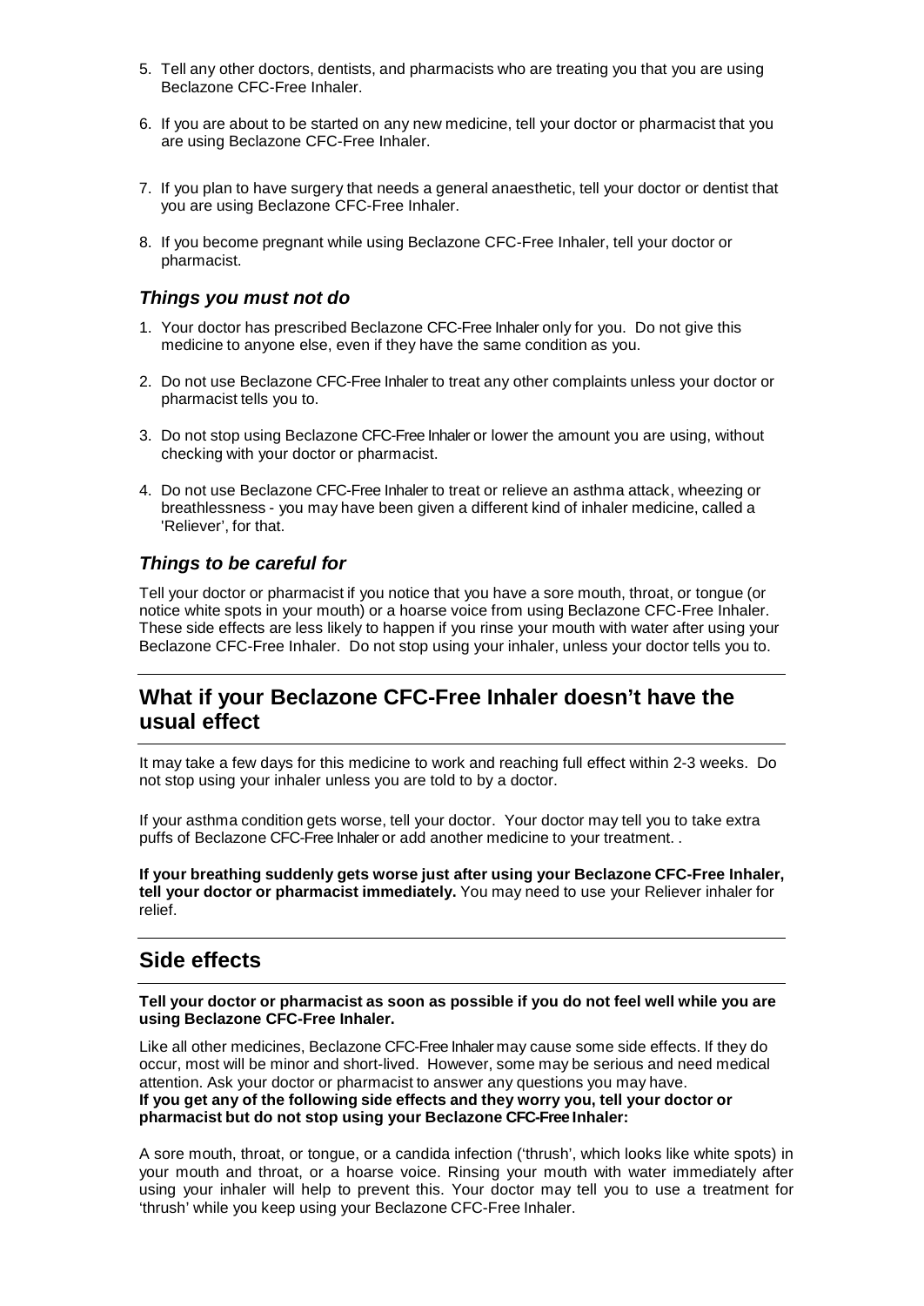5. Tell any other doctors, dentists, and pharmacists who are treating you that you are using Beclazone CFC-Free Inhaler.

6. If you are about to be started on any new medicine, tell your doctor or pharmacist that you are using Beclazone CFC-Free Inhaler.

7. If you plan to have surgery that needs a general anaesthetic, tell your doctor or dentist that you are using Beclazone CFC-Free Inhaler.

8. If you become pregnant while using Beclazone CFC-Free Inhaler, tell your doctor or pharmacist.

### *Things you must not do*

1. Your doctor has prescribed Beclazone CFC-Free Inhaler only for you. Do not give this medicine to anyone else, even if they have the same condition as you.

2. Do not use Beclazone CFC-Free Inhaler to treat any other complaints unless your doctor or pharmacist tells you to.

3. Do not stop using Beclazone CFC-Free Inhaler or lower the amount you are using, without checking with your doctor or pharmacist.

4. Do not use Beclazone CFC-Free Inhaler to treat or relieve an asthma attack, wheezing or breathlessness - you may have been given a different kind of inhaler medicine, called a 'Reliever', for that.

### *Things to be careful for*

Tell your doctor or pharmacist if you notice that you have a sore mouth, throat, or tongue (or notice white spots in your mouth) or a hoarse voice from using Beclazone CFC-Free Inhaler. These side effects are less likely to happen if you rinse your mouth with water after using your Beclazone CFC-Free Inhaler. Do not stop using your inhaler, unless your doctor tells you to.

## What if your Beclazone CFC-Free Inhaler doesn't have the usual effect

It may take a few days for this medicine to work and reaching full effect within 2-3 weeks. Do not stop using your inhaler unless you are told to by a doctor.

If your asthma condition gets worse, tell your doctor. Your doctor may tell you to take extra puffs of Beclazone CFC-Free Inhaler or add another medicine to your treatment. .

**If your breathing suddenly gets worse just after using your Beclazone CFC-Free Inhaler, tell your doctor or pharmacist immediately.** You may need to use your Reliever inhaler for relief.

## Side effects

**Tell your doctor or pharmacist as soon as possible if you do not feel well while you are using Beclazone CFC-Free Inhaler.**

Like all other medicines, Beclazone CFC-Free Inhaler may cause some side effects. If they do occur, most will be minor and short-lived. However, some may be serious and need medical attention. Ask your doctor or pharmacist to answer any questions you may have.
**If you get any of the following side effects and they worry you, tell your doctor or pharmacist but do not stop using your Beclazone CFC-Free Inhaler:**

A sore mouth, throat, or tongue, or a candida infection ('thrush', which looks like white spots) in your mouth and throat, or a hoarse voice. Rinsing your mouth with water immediately after using your inhaler will help to prevent this. Your doctor may tell you to use a treatment for 'thrush' while you keep using your Beclazone CFC-Free Inhaler.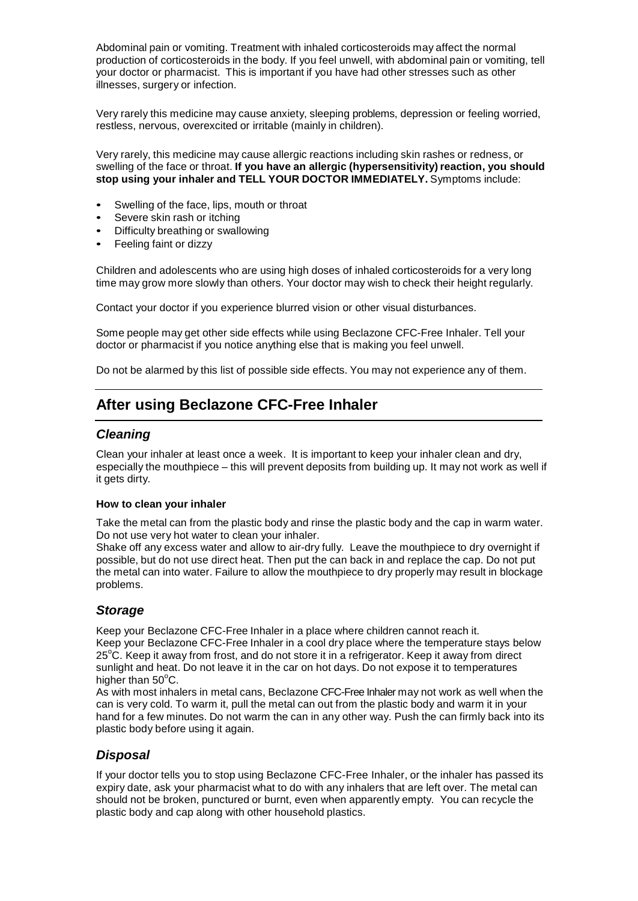Abdominal pain or vomiting. Treatment with inhaled corticosteroids may affect the normal production of corticosteroids in the body. If you feel unwell, with abdominal pain or vomiting, tell your doctor or pharmacist. This is important if you have had other stresses such as other illnesses, surgery or infection.

Very rarely this medicine may cause anxiety, sleeping problems, depression or feeling worried, restless, nervous, overexcited or irritable (mainly in children).

Very rarely, this medicine may cause allergic reactions including skin rashes or redness, or swelling of the face or throat. **If you have an allergic (hypersensitivity) reaction, you should stop using your inhaler and TELL YOUR DOCTOR IMMEDIATELY.** Symptoms include:

- Swelling of the face, lips, mouth or throat
- Severe skin rash or itching
- Difficulty breathing or swallowing
- Feeling faint or dizzy

Children and adolescents who are using high doses of inhaled corticosteroids for a very long time may grow more slowly than others. Your doctor may wish to check their height regularly.

Contact your doctor if you experience blurred vision or other visual disturbances.

Some people may get other side effects while using Beclazone CFC-Free Inhaler. Tell your doctor or pharmacist if you notice anything else that is making you feel unwell.

Do not be alarmed by this list of possible side effects. You may not experience any of them.

## After using Beclazone CFC-Free Inhaler

### *Cleaning*

Clean your inhaler at least once a week. It is important to keep your inhaler clean and dry, especially the mouthpiece – this will prevent deposits from building up. It may not work as well if it gets dirty.

**How to clean your inhaler**

Take the metal can from the plastic body and rinse the plastic body and the cap in warm water. Do not use very hot water to clean your inhaler.
Shake off any excess water and allow to air-dry fully. Leave the mouthpiece to dry overnight if possible, but do not use direct heat. Then put the can back in and replace the cap. Do not put the metal can into water. Failure to allow the mouthpiece to dry properly may result in blockage problems.

### *Storage*

Keep your Beclazone CFC-Free Inhaler in a place where children cannot reach it.
Keep your Beclazone CFC-Free Inhaler in a cool dry place where the temperature stays below 25°C. Keep it away from frost, and do not store it in a refrigerator. Keep it away from direct sunlight and heat. Do not leave it in the car on hot days. Do not expose it to temperatures higher than 50°C.
As with most inhalers in metal cans, Beclazone CFC-Free Inhaler may not work as well when the can is very cold. To warm it, pull the metal can out from the plastic body and warm it in your hand for a few minutes. Do not warm the can in any other way. Push the can firmly back into its plastic body before using it again.

### *Disposal*

If your doctor tells you to stop using Beclazone CFC-Free Inhaler, or the inhaler has passed its expiry date, ask your pharmacist what to do with any inhalers that are left over. The metal can should not be broken, punctured or burnt, even when apparently empty. You can recycle the plastic body and cap along with other household plastics.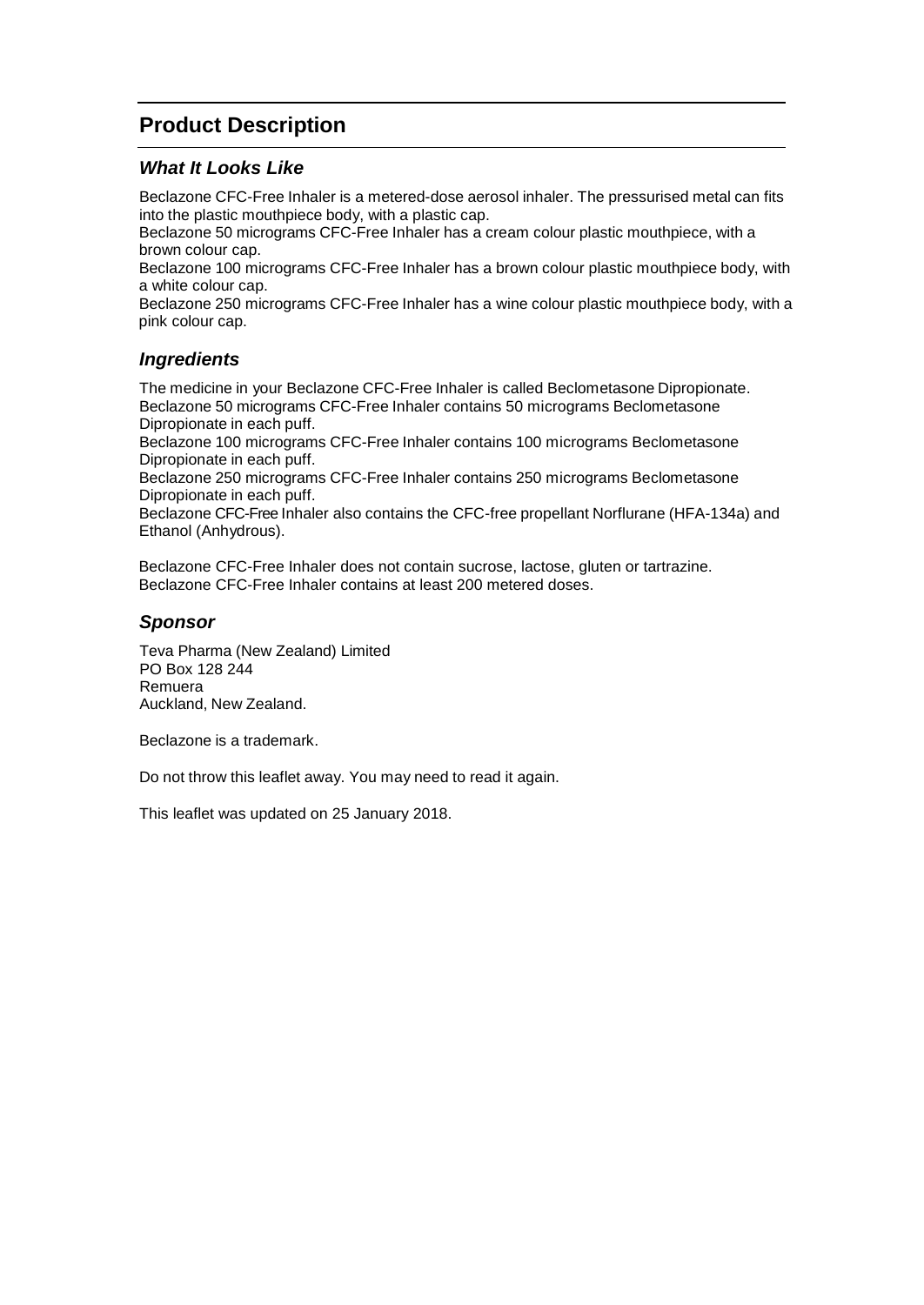## Product Description

### *What It Looks Like*

Beclazone CFC-Free Inhaler is a metered-dose aerosol inhaler. The pressurised metal can fits into the plastic mouthpiece body, with a plastic cap.
Beclazone 50 micrograms CFC-Free Inhaler has a cream colour plastic mouthpiece, with a brown colour cap.
Beclazone 100 micrograms CFC-Free Inhaler has a brown colour plastic mouthpiece body, with a white colour cap.
Beclazone 250 micrograms CFC-Free Inhaler has a wine colour plastic mouthpiece body, with a pink colour cap.

### *Ingredients*

The medicine in your Beclazone CFC-Free Inhaler is called Beclometasone Dipropionate.
Beclazone 50 micrograms CFC-Free Inhaler contains 50 micrograms Beclometasone Dipropionate in each puff.
Beclazone 100 micrograms CFC-Free Inhaler contains 100 micrograms Beclometasone Dipropionate in each puff.
Beclazone 250 micrograms CFC-Free Inhaler contains 250 micrograms Beclometasone Dipropionate in each puff.
Beclazone CFC-Free Inhaler also contains the CFC-free propellant Norflurane (HFA-134a) and Ethanol (Anhydrous).

Beclazone CFC-Free Inhaler does not contain sucrose, lactose, gluten or tartrazine.
Beclazone CFC-Free Inhaler contains at least 200 metered doses.

### *Sponsor*

Teva Pharma (New Zealand) Limited
PO Box 128 244
Remuera
Auckland, New Zealand.

Beclazone is a trademark.

Do not throw this leaflet away. You may need to read it again.

This leaflet was updated on 25 January 2018.